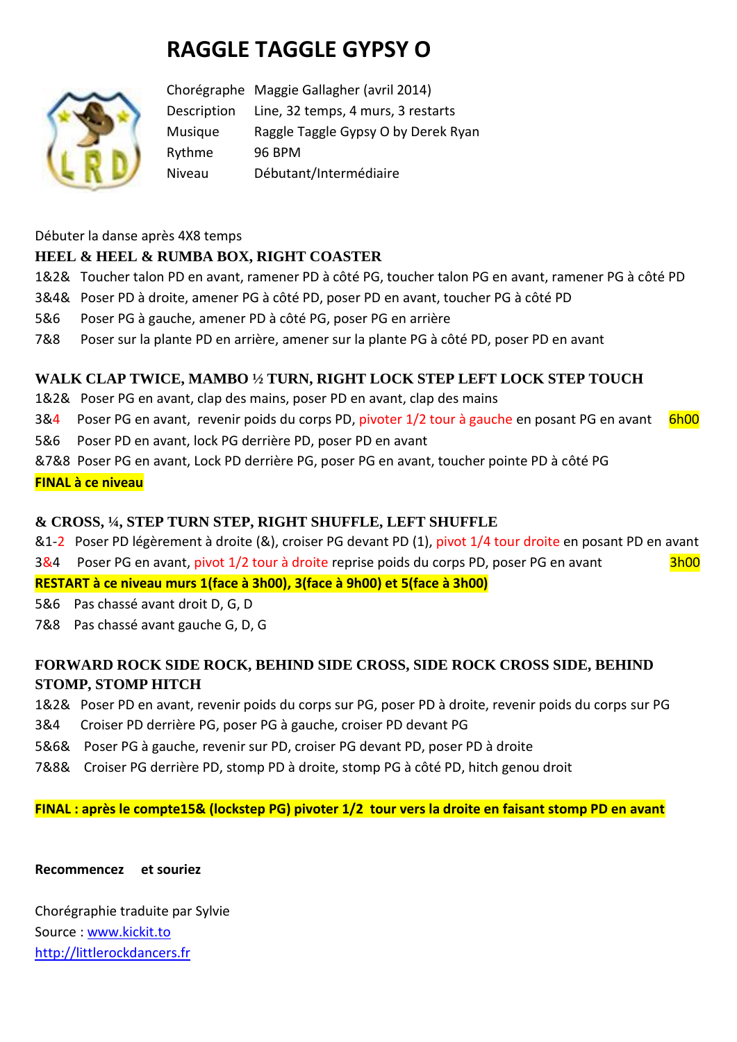# RAGGLE TAGGLE GYPSY O

| | |
|---|---|
| Chorégraphe | Maggie Gallagher (avril 2014) |
| Description | Line, 32 temps, 4 murs, 3 restarts |
| Musique | Raggle Taggle Gypsy O by Derek Ryan |
| Rythme | 96 BPM |
| Niveau | Débutant/Intermédiaire |

Débuter la danse après 4X8 temps

**HEEL & HEEL & RUMBA BOX, RIGHT COASTER**

1&2& Toucher talon PD en avant, ramener PD à côté PG, toucher talon PG en avant, ramener PG à côté PD
3&4& Poser PD à droite, amener PG à côté PD, poser PD en avant, toucher PG à côté PD
5&6 Poser PG à gauche, amener PD à côté PG, poser PG en arrière
7&8 Poser sur la plante PD en arrière, amener sur la plante PG à côté PD, poser PD en avant

**WALK CLAP TWICE, MAMBO ½ TURN, RIGHT LOCK STEP LEFT LOCK STEP TOUCH**

1&2& Poser PG en avant, clap des mains, poser PD en avant, clap des mains
3&4 Poser PG en avant, revenir poids du corps PD, pivoter 1/2 tour à gauche en posant PG en avant **6h00**
5&6 Poser PD en avant, lock PG derrière PD, poser PD en avant
&7&8 Poser PG en avant, Lock PD derrière PG, poser PG en avant, toucher pointe PD à côté PG

**FINAL à ce niveau**

**& CROSS, ¼, STEP TURN STEP, RIGHT SHUFFLE, LEFT SHUFFLE**

&1-2 Poser PD légèrement à droite (&), croiser PG devant PD (1), pivot 1/4 tour droite en posant PD en avant
3&4 Poser PG en avant, pivot 1/2 tour à droite reprise poids du corps PD, poser PG en avant **3h00**

**RESTART à ce niveau murs 1(face à 3h00), 3(face à 9h00) et 5(face à 3h00)**

5&6 Pas chassé avant droit D, G, D
7&8 Pas chassé avant gauche G, D, G

**FORWARD ROCK SIDE ROCK, BEHIND SIDE CROSS, SIDE ROCK CROSS SIDE, BEHIND STOMP, STOMP HITCH**

1&2& Poser PD en avant, revenir poids du corps sur PG, poser PD à droite, revenir poids du corps sur PG
3&4 Croiser PD derrière PG, poser PG à gauche, croiser PD devant PG
5&6& Poser PG à gauche, revenir sur PD, croiser PG devant PD, poser PD à droite
7&8& Croiser PG derrière PD, stomp PD à droite, stomp PG à côté PD, hitch genou droit

**FINAL : après le compte15& (lockstep PG) pivoter 1/2 tour vers la droite en faisant stomp PD en avant**

**Recommencez et souriez**

Chorégraphie traduite par Sylvie
Source : www.kickit.to
http://littlerockdancers.fr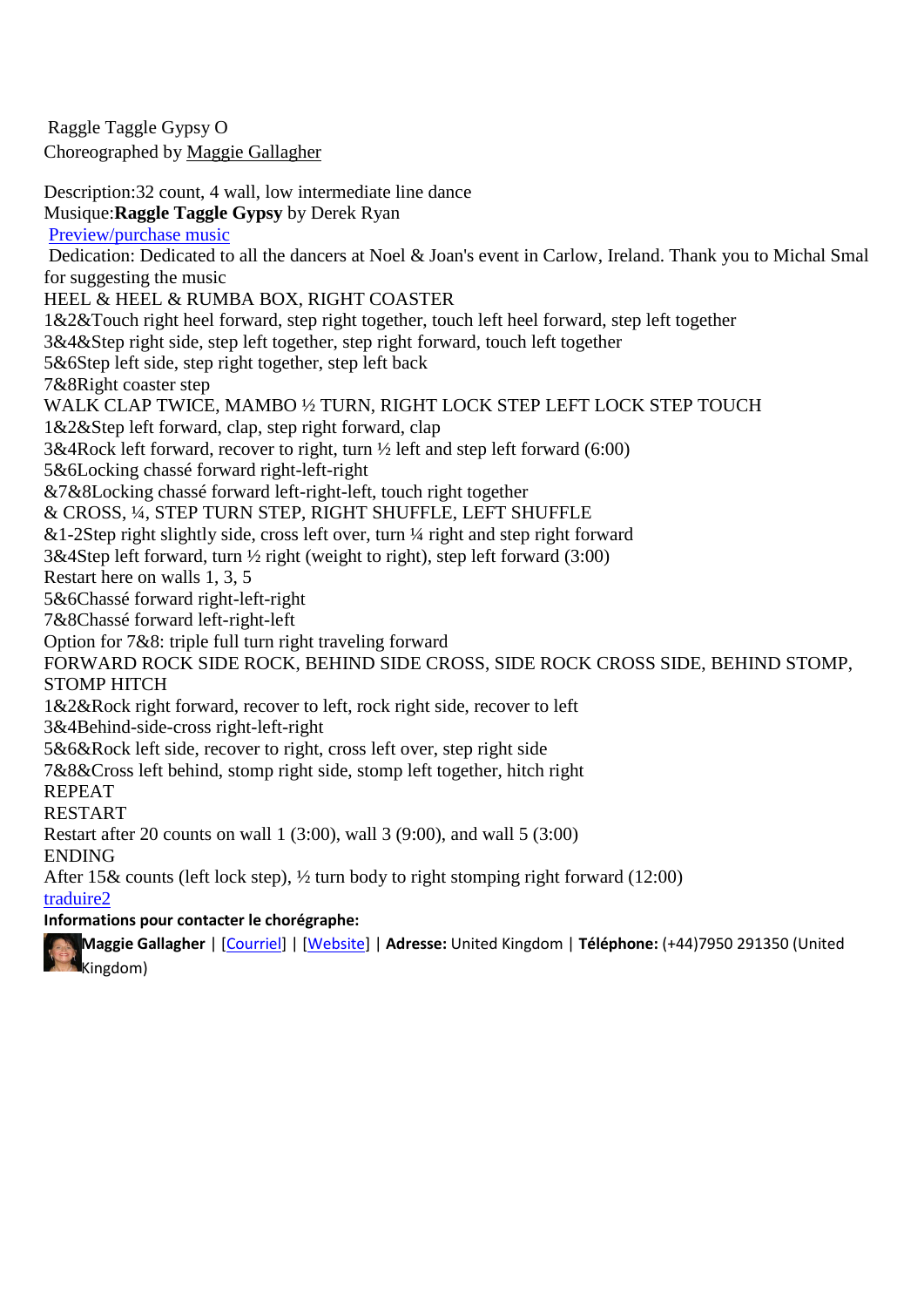Raggle Taggle Gypsy O

Choreographed by Maggie Gallagher

Description:32 count, 4 wall, low intermediate line dance

Musique:**Raggle Taggle Gypsy** by Derek Ryan

Preview/purchase music

Dedication: Dedicated to all the dancers at Noel & Joan's event in Carlow, Ireland. Thank you to Michal Smal for suggesting the music

HEEL & HEEL & RUMBA BOX, RIGHT COASTER

1&2&Touch right heel forward, step right together, touch left heel forward, step left together

3&4&Step right side, step left together, step right forward, touch left together

5&6Step left side, step right together, step left back

7&8Right coaster step

WALK CLAP TWICE, MAMBO ½ TURN, RIGHT LOCK STEP LEFT LOCK STEP TOUCH

1&2&Step left forward, clap, step right forward, clap

3&4Rock left forward, recover to right, turn ½ left and step left forward (6:00)

5&6Locking chassé forward right-left-right

&7&8Locking chassé forward left-right-left, touch right together

& CROSS, ¼, STEP TURN STEP, RIGHT SHUFFLE, LEFT SHUFFLE

&1-2Step right slightly side, cross left over, turn ¼ right and step right forward

3&4Step left forward, turn ½ right (weight to right), step left forward (3:00)

Restart here on walls 1, 3, 5

5&6Chassé forward right-left-right

7&8Chassé forward left-right-left

Option for 7&8: triple full turn right traveling forward

FORWARD ROCK SIDE ROCK, BEHIND SIDE CROSS, SIDE ROCK CROSS SIDE, BEHIND STOMP, STOMP HITCH

1&2&Rock right forward, recover to left, rock right side, recover to left

3&4Behind-side-cross right-left-right

5&6&Rock left side, recover to right, cross left over, step right side

7&8&Cross left behind, stomp right side, stomp left together, hitch right

REPEAT

RESTART

Restart after 20 counts on wall 1 (3:00), wall 3 (9:00), and wall 5 (3:00)

ENDING

After 15& counts (left lock step), ½ turn body to right stomping right forward (12:00)

traduire2

**Informations pour contacter le chorégraphe:**

**Maggie Gallagher** | [Courriel] | [Website] | **Adresse:** United Kingdom | **Téléphone:** (+44)7950 291350 (United Kingdom)